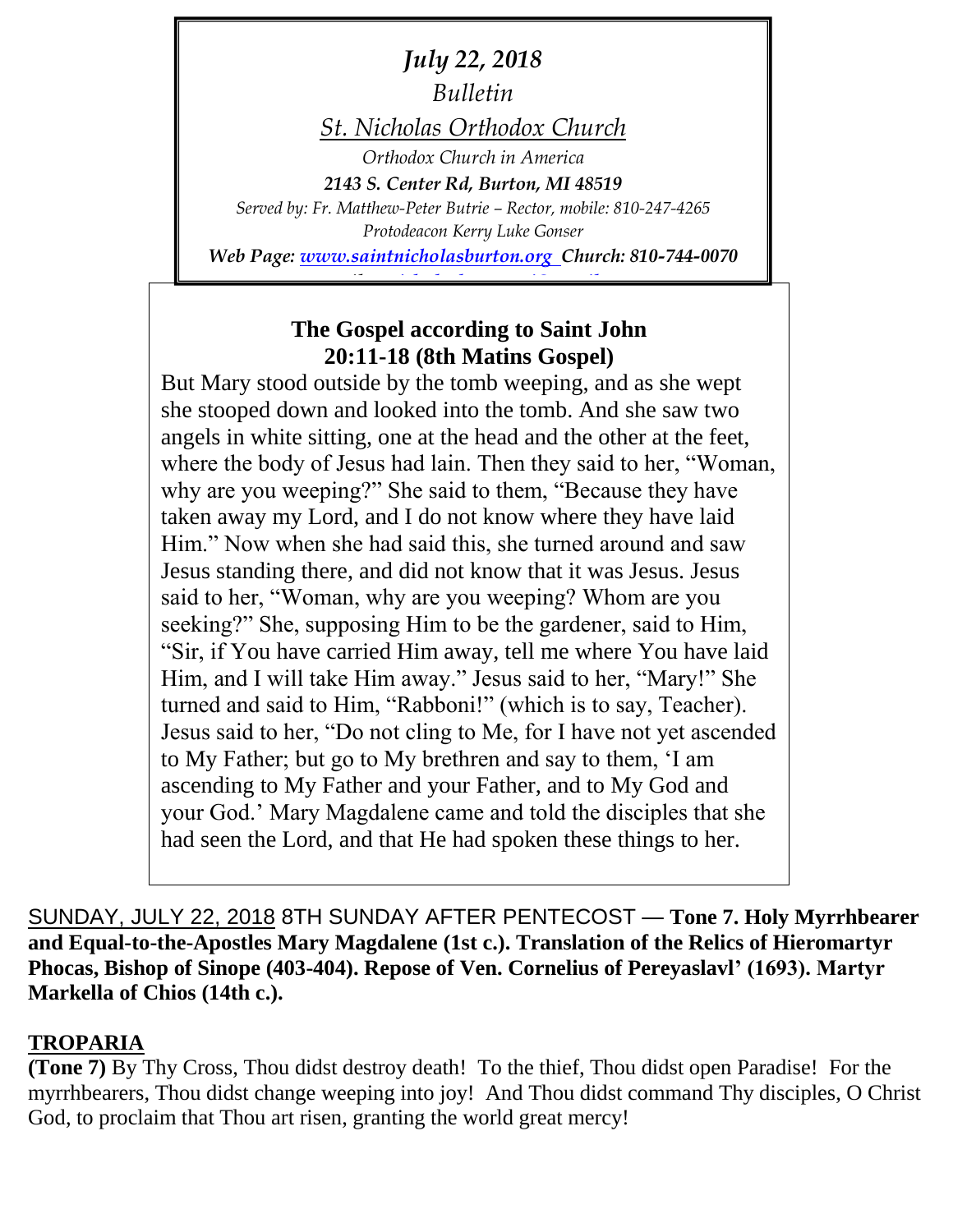*July 22, 2018*

*Bulletin*

*St. Nicholas Orthodox Church*

*Orthodox Church in America*

***2143 S. Center Rd, Burton, MI 48519***

*Served by: Fr. Matthew-Peter Butrie – Rector, mobile: 810-247-4265*

*Protodeacon Kerry Luke Gonser*

***Web Page: www.saintnicholasburton.org Church: 810-744-0070***

**The Gospel according to Saint John 20:11-18 (8th Matins Gospel)**

But Mary stood outside by the tomb weeping, and as she wept she stooped down and looked into the tomb. And she saw two angels in white sitting, one at the head and the other at the feet, where the body of Jesus had lain. Then they said to her, "Woman, why are you weeping?" She said to them, "Because they have taken away my Lord, and I do not know where they have laid Him." Now when she had said this, she turned around and saw Jesus standing there, and did not know that it was Jesus. Jesus said to her, "Woman, why are you weeping? Whom are you seeking?" She, supposing Him to be the gardener, said to Him, "Sir, if You have carried Him away, tell me where You have laid Him, and I will take Him away." Jesus said to her, "Mary!" She turned and said to Him, "Rabboni!" (which is to say, Teacher). Jesus said to her, "Do not cling to Me, for I have not yet ascended to My Father; but go to My brethren and say to them, 'I am ascending to My Father and your Father, and to My God and your God.' Mary Magdalene came and told the disciples that she had seen the Lord, and that He had spoken these things to her.

SUNDAY, JULY 22, 2018 8TH SUNDAY AFTER PENTECOST — **Tone 7. Holy Myrrhbearer and Equal-to-the-Apostles Mary Magdalene (1st c.). Translation of the Relics of Hieromartyr Phocas, Bishop of Sinope (403-404). Repose of Ven. Cornelius of Pereyaslavl' (1693). Martyr Markella of Chios (14th c.).**

**TROPARIA**

**(Tone 7)** By Thy Cross, Thou didst destroy death! To the thief, Thou didst open Paradise! For the myrrhbearers, Thou didst change weeping into joy! And Thou didst command Thy disciples, O Christ God, to proclaim that Thou art risen, granting the world great mercy!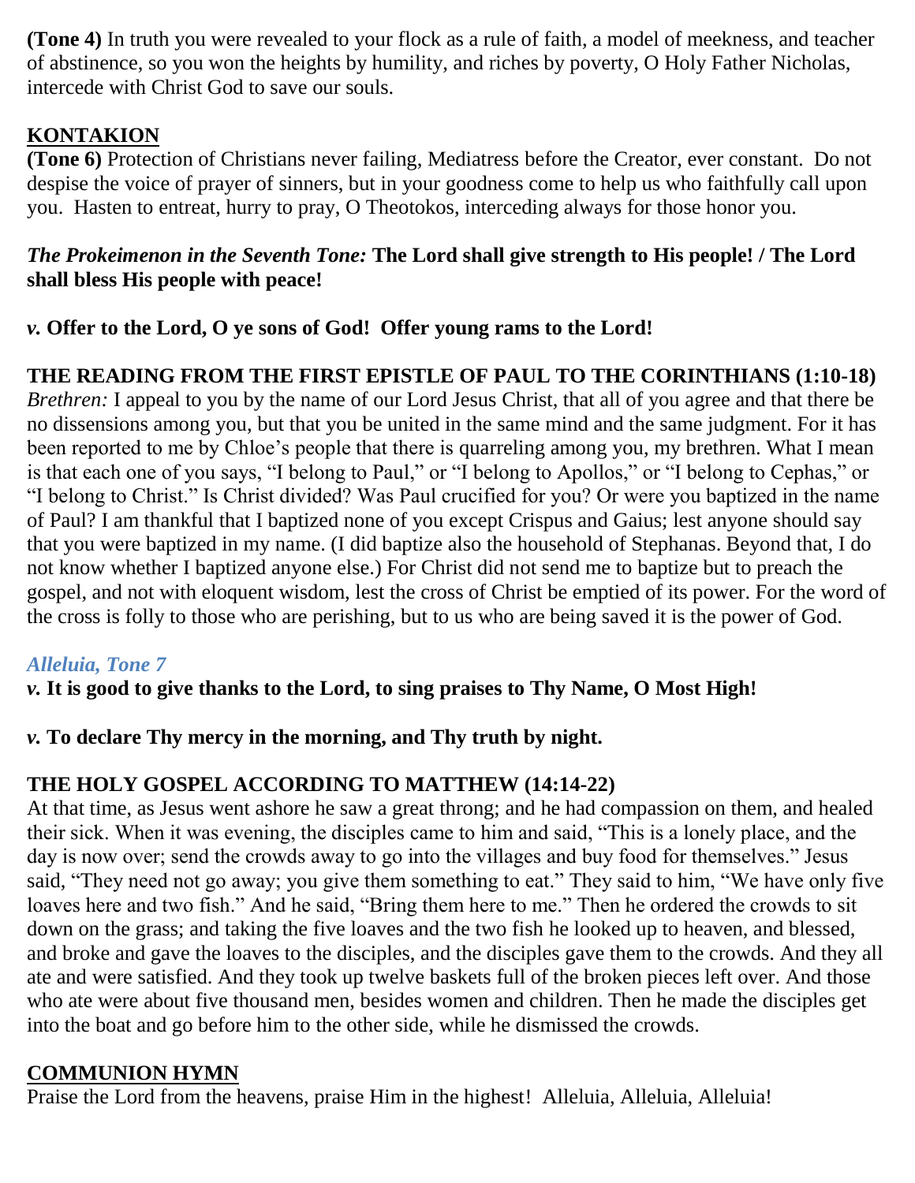**(Tone 4)** In truth you were revealed to your flock as a rule of faith, a model of meekness, and teacher of abstinence, so you won the heights by humility, and riches by poverty, O Holy Father Nicholas, intercede with Christ God to save our souls.

## KONTAKION

**(Tone 6)** Protection of Christians never failing, Mediatress before the Creator, ever constant. Do not despise the voice of prayer of sinners, but in your goodness come to help us who faithfully call upon you. Hasten to entreat, hurry to pray, O Theotokos, interceding always for those honor you.

***The Prokeimenon in the Seventh Tone:*** **The Lord shall give strength to His people! / The Lord shall bless His people with peace!**

***v.*** **Offer to the Lord, O ye sons of God! Offer young rams to the Lord!**

**THE READING FROM THE FIRST EPISTLE OF PAUL TO THE CORINTHIANS (1:10-18)**

*Brethren:* I appeal to you by the name of our Lord Jesus Christ, that all of you agree and that there be no dissensions among you, but that you be united in the same mind and the same judgment. For it has been reported to me by Chloe's people that there is quarreling among you, my brethren. What I mean is that each one of you says, "I belong to Paul," or "I belong to Apollos," or "I belong to Cephas," or "I belong to Christ." Is Christ divided? Was Paul crucified for you? Or were you baptized in the name of Paul? I am thankful that I baptized none of you except Crispus and Gaius; lest anyone should say that you were baptized in my name. (I did baptize also the household of Stephanas. Beyond that, I do not know whether I baptized anyone else.) For Christ did not send me to baptize but to preach the gospel, and not with eloquent wisdom, lest the cross of Christ be emptied of its power. For the word of the cross is folly to those who are perishing, but to us who are being saved it is the power of God.

***Alleluia, Tone 7***

***v.*** **It is good to give thanks to the Lord, to sing praises to Thy Name, O Most High!**

***v.*** **To declare Thy mercy in the morning, and Thy truth by night.**

**THE HOLY GOSPEL ACCORDING TO MATTHEW (14:14-22)**

At that time, as Jesus went ashore he saw a great throng; and he had compassion on them, and healed their sick. When it was evening, the disciples came to him and said, "This is a lonely place, and the day is now over; send the crowds away to go into the villages and buy food for themselves." Jesus said, "They need not go away; you give them something to eat." They said to him, "We have only five loaves here and two fish." And he said, "Bring them here to me." Then he ordered the crowds to sit down on the grass; and taking the five loaves and the two fish he looked up to heaven, and blessed, and broke and gave the loaves to the disciples, and the disciples gave them to the crowds. And they all ate and were satisfied. And they took up twelve baskets full of the broken pieces left over. And those who ate were about five thousand men, besides women and children. Then he made the disciples get into the boat and go before him to the other side, while he dismissed the crowds.

## COMMUNION HYMN

Praise the Lord from the heavens, praise Him in the highest! Alleluia, Alleluia, Alleluia!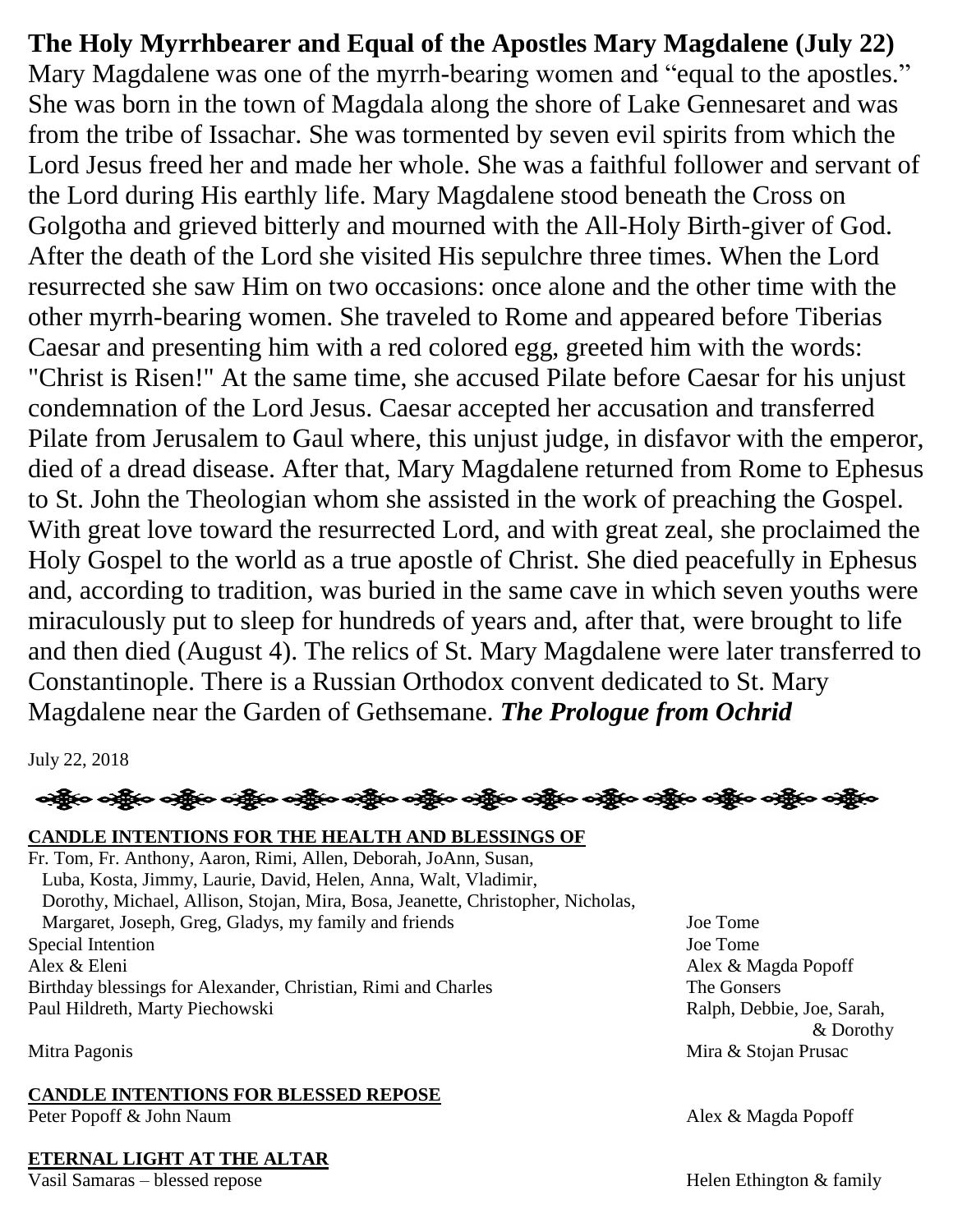**The Holy Myrrhbearer and Equal of the Apostles Mary Magdalene (July 22)**
Mary Magdalene was one of the myrrh-bearing women and "equal to the apostles." She was born in the town of Magdala along the shore of Lake Gennesaret and was from the tribe of Issachar. She was tormented by seven evil spirits from which the Lord Jesus freed her and made her whole. She was a faithful follower and servant of the Lord during His earthly life. Mary Magdalene stood beneath the Cross on Golgotha and grieved bitterly and mourned with the All-Holy Birth-giver of God. After the death of the Lord she visited His sepulchre three times. When the Lord resurrected she saw Him on two occasions: once alone and the other time with the other myrrh-bearing women. She traveled to Rome and appeared before Tiberias Caesar and presenting him with a red colored egg, greeted him with the words: "Christ is Risen!" At the same time, she accused Pilate before Caesar for his unjust condemnation of the Lord Jesus. Caesar accepted her accusation and transferred Pilate from Jerusalem to Gaul where, this unjust judge, in disfavor with the emperor, died of a dread disease. After that, Mary Magdalene returned from Rome to Ephesus to St. John the Theologian whom she assisted in the work of preaching the Gospel. With great love toward the resurrected Lord, and with great zeal, she proclaimed the Holy Gospel to the world as a true apostle of Christ. She died peacefully in Ephesus and, according to tradition, was buried in the same cave in which seven youths were miraculously put to sleep for hundreds of years and, after that, were brought to life and then died (August 4). The relics of St. Mary Magdalene were later transferred to Constantinople. There is a Russian Orthodox convent dedicated to St. Mary Magdalene near the Garden of Gethsemane. ***The Prologue from Ochrid***

July 22, 2018

**CANDLE INTENTIONS FOR THE HEALTH AND BLESSINGS OF**

| | |
|---|---|
| Fr. Tom, Fr. Anthony, Aaron, Rimi, Allen, Deborah, JoAnn, Susan, Luba, Kosta, Jimmy, Laurie, David, Helen, Anna, Walt, Vladimir, Dorothy, Michael, Allison, Stojan, Mira, Bosa, Jeanette, Christopher, Nicholas, Margaret, Joseph, Greg, Gladys, my family and friends | Joe Tome |
| Special Intention | Joe Tome |
| Alex & Eleni | Alex & Magda Popoff |
| Birthday blessings for Alexander, Christian, Rimi and Charles | The Gonsers |
| Paul Hildreth, Marty Piechowski | Ralph, Debbie, Joe, Sarah, & Dorothy |
| Mitra Pagonis | Mira & Stojan Prusac |

**CANDLE INTENTIONS FOR BLESSED REPOSE**

| | |
|---|---|
| Peter Popoff & John Naum | Alex & Magda Popoff |

**ETERNAL LIGHT AT THE ALTAR**

| | |
|---|---|
| Vasil Samaras – blessed repose | Helen Ethington & family |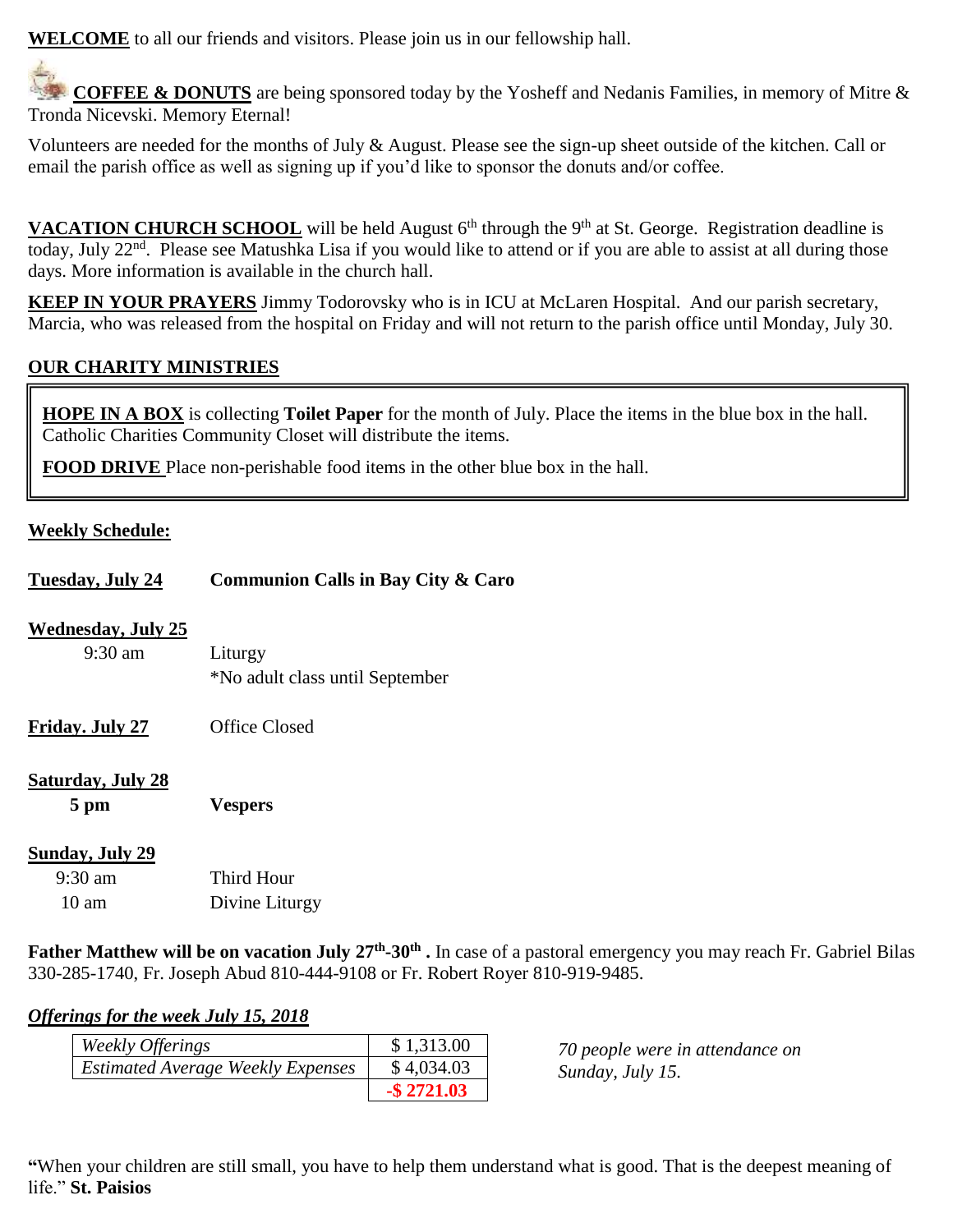**WELCOME** to all our friends and visitors. Please join us in our fellowship hall.

**COFFEE & DONUTS** are being sponsored today by the Yosheff and Nedanis Families, in memory of Mitre & Tronda Nicevski. Memory Eternal!

Volunteers are needed for the months of July & August. Please see the sign-up sheet outside of the kitchen. Call or email the parish office as well as signing up if you'd like to sponsor the donuts and/or coffee.

**VACATION CHURCH SCHOOL** will be held August 6th through the 9th at St. George. Registration deadline is today, July 22nd. Please see Matushka Lisa if you would like to attend or if you are able to assist at all during those days. More information is available in the church hall.

**KEEP IN YOUR PRAYERS** Jimmy Todorovsky who is in ICU at McLaren Hospital. And our parish secretary, Marcia, who was released from the hospital on Friday and will not return to the parish office until Monday, July 30.

**OUR CHARITY MINISTRIES**

**HOPE IN A BOX** is collecting **Toilet Paper** for the month of July. Place the items in the blue box in the hall. Catholic Charities Community Closet will distribute the items.

**FOOD DRIVE** Place non-perishable food items in the other blue box in the hall.

**Weekly Schedule:**

**Tuesday, July 24** — **Communion Calls in Bay City & Caro**

**Wednesday, July 25**
- 9:30 am — Liturgy
- *No adult class until September

**Friday. July 27** — Office Closed

**Saturday, July 28**
- **5 pm** — **Vespers**

**Sunday, July 29**
- 9:30 am — Third Hour
- 10 am — Divine Liturgy

**Father Matthew will be on vacation July 27th-30th .** In case of a pastoral emergency you may reach Fr. Gabriel Bilas 330-285-1740, Fr. Joseph Abud 810-444-9108 or Fr. Robert Royer 810-919-9485.

***Offerings for the week July 15, 2018***

| | |
|---|---|
| *Weekly Offerings* | $ 1,313.00 |
| *Estimated Average Weekly Expenses* | $ 4,034.03 |
| | **-$ 2721.03** |

*70 people were in attendance on Sunday, July 15.*

"When your children are still small, you have to help them understand what is good. That is the deepest meaning of life." **St. Paisios**